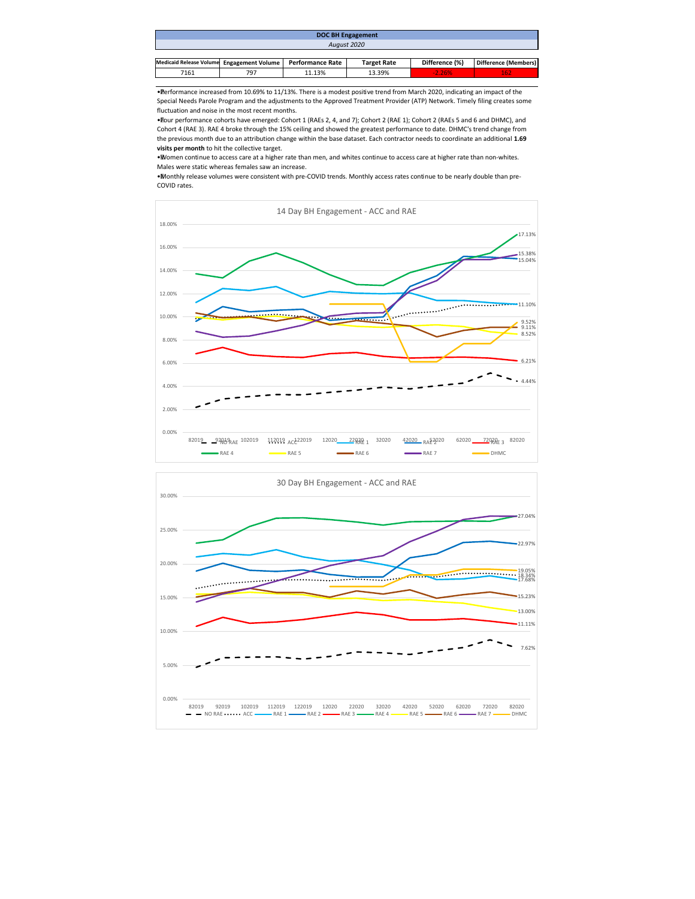| DOC BH Engagement | | | | | |
|---|---|---|---|---|---|
| *August 2020* | | | | | |
| **Medicaid Release Volume** | **Engagement Volume** | **Performance Rate** | **Target Rate** | **Difference (%)** | **Difference (Members)** |
| 7161 | 797 | 11.13% | 13.39% | -2.26% | 162 |

- Performance increased from 10.69% to 11/13%. There is a modest positive trend from March 2020, indicating an impact of the Special Needs Parole Program and the adjustments to the Approved Treatment Provider (ATP) Network. Timely filing creates some fluctuation and noise in the most recent months.
- Four performance cohorts have emerged: Cohort 1 (RAEs 2, 4, and 7); Cohort 2 (RAE 1); Cohort 2 (RAEs 5 and 6 and DHMC), and Cohort 4 (RAE 3). RAE 4 broke through the 15% ceiling and showed the greatest performance to date. DHMC's trend change from the previous month due to an attribution change within the base dataset. Each contractor needs to coordinate an additional **1.69 visits per month** to hit the collective target.
- Women continue to access care at a higher rate than men, and whites continue to access care at higher rate than non-whites. Males were static whereas females saw an increase.
- Monthly release volumes were consistent with pre-COVID trends. Monthly access rates continue to be nearly double than pre-COVID rates.

14 Day BH Engagement - ACC and RAE

30 Day BH Engagement - ACC and RAE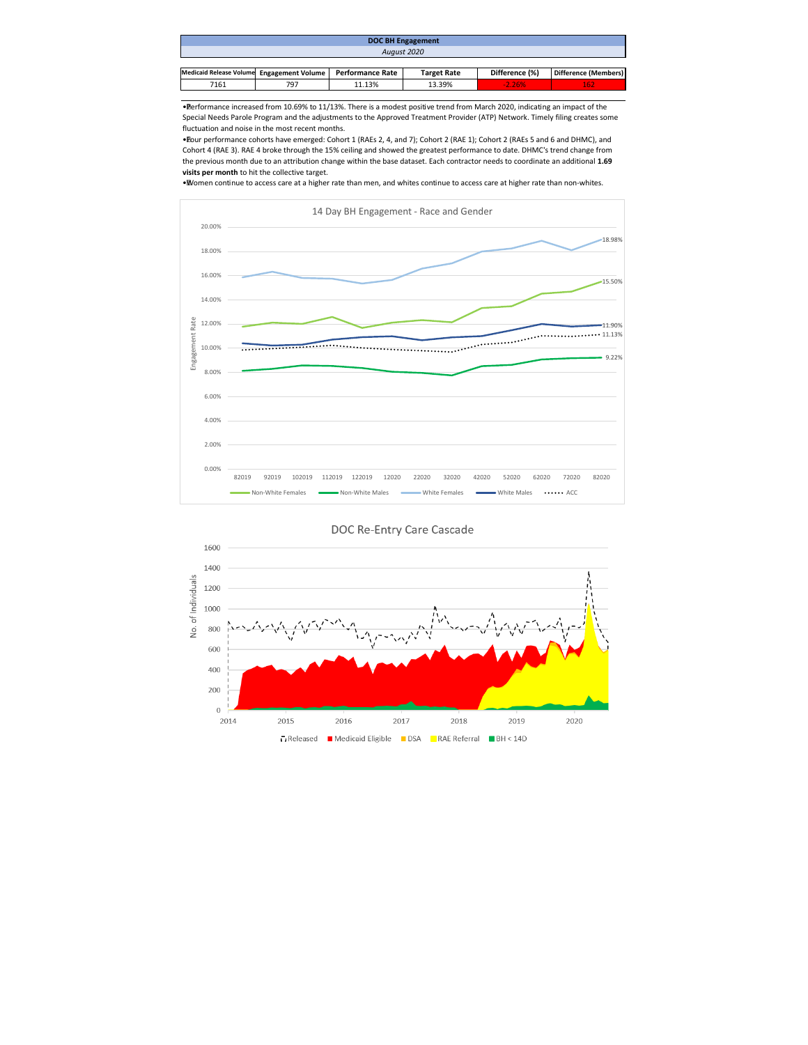| DOC BH Engagement | | | | | |
|---|---|---|---|---|---|
| *August 2020* | | | | | |
| Medicaid Release Volume | Engagement Volume | Performance Rate | Target Rate | Difference (%) | Difference (Members) |
| 7161 | 797 | 11.13% | 13.39% | -2.26% | 162 |

- Performance increased from 10.69% to 11/13%. There is a modest positive trend from March 2020, indicating an impact of the Special Needs Parole Program and the adjustments to the Approved Treatment Provider (ATP) Network. Timely filing creates some fluctuation and noise in the most recent months.
- Four performance cohorts have emerged: Cohort 1 (RAEs 2, 4, and 7); Cohort 2 (RAE 1); Cohort 2 (RAEs 5 and 6 and DHMC), and Cohort 4 (RAE 3). RAE 4 broke through the 15% ceiling and showed the greatest performance to date. DHMC's trend change from the previous month due to an attribution change within the base dataset. Each contractor needs to coordinate an additional **1.69 visits per month** to hit the collective target.
- Women continue to access care at a higher rate than men, and whites continue to access care at higher rate than non-whites.

14 Day BH Engagement - Race and Gender

Engagement Rate

20.00%
18.00%
16.00%
14.00%
12.00%
10.00%
8.00%
6.00%
4.00%
2.00%
0.00%

82019 92019 102019 112019 122019 12020 22020 32020 42020 52020 62020 72020 82020

18.98%
15.50%
11.90%
11.13%
9.22%

Non-White Females, Non-White Males, White Females, White Males, ACC

DOC Re-Entry Care Cascade

No. of Individuals

1600
1400
1200
1000
800
600
400
200
0

2014 2015 2016 2017 2018 2019 2020

Released, Medicaid Eligible, DSA, RAE Referral, BH < 14D